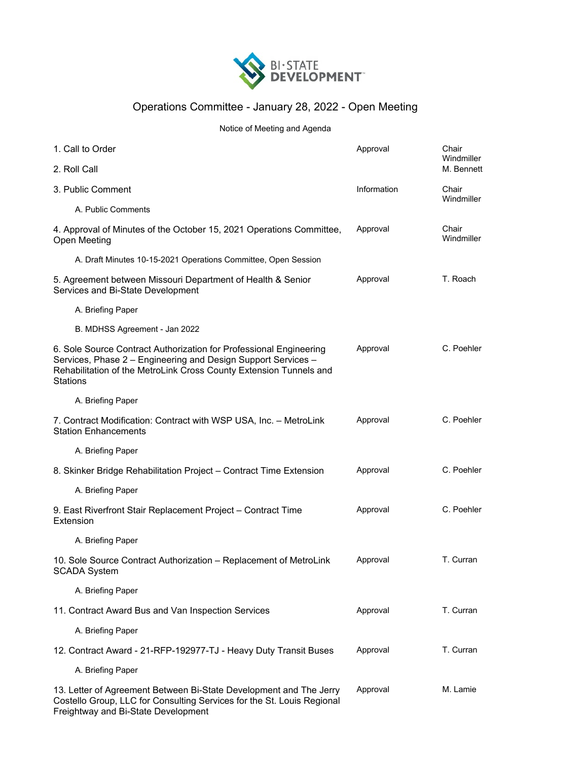BI-STATE DEVELOPMENT

# Operations Committee - January 28, 2022 - Open Meeting

Notice of Meeting and Agenda

| Item | Action | Presenter |
|---|---|---|
| 1. Call to Order | Approval | Chair Windmiller |
| 2. Roll Call | | M. Bennett |
| 3. Public Comment | Information | Chair Windmiller |
| A. Public Comments | | |
| 4. Approval of Minutes of the October 15, 2021 Operations Committee, Open Meeting | Approval | Chair Windmiller |
| A. Draft Minutes 10-15-2021 Operations Committee, Open Session | | |
| 5. Agreement between Missouri Department of Health & Senior Services and Bi-State Development | Approval | T. Roach |
| A. Briefing Paper | | |
| B. MDHSS Agreement - Jan 2022 | | |
| 6. Sole Source Contract Authorization for Professional Engineering Services, Phase 2 – Engineering and Design Support Services – Rehabilitation of the MetroLink Cross County Extension Tunnels and Stations | Approval | C. Poehler |
| A. Briefing Paper | | |
| 7. Contract Modification: Contract with WSP USA, Inc. – MetroLink Station Enhancements | Approval | C. Poehler |
| A. Briefing Paper | | |
| 8. Skinker Bridge Rehabilitation Project – Contract Time Extension | Approval | C. Poehler |
| A. Briefing Paper | | |
| 9. East Riverfront Stair Replacement Project – Contract Time Extension | Approval | C. Poehler |
| A. Briefing Paper | | |
| 10. Sole Source Contract Authorization – Replacement of MetroLink SCADA System | Approval | T. Curran |
| A. Briefing Paper | | |
| 11. Contract Award Bus and Van Inspection Services | Approval | T. Curran |
| A. Briefing Paper | | |
| 12. Contract Award - 21-RFP-192977-TJ - Heavy Duty Transit Buses | Approval | T. Curran |
| A. Briefing Paper | | |
| 13. Letter of Agreement Between Bi-State Development and The Jerry Costello Group, LLC for Consulting Services for the St. Louis Regional Freightway and Bi-State Development | Approval | M. Lamie |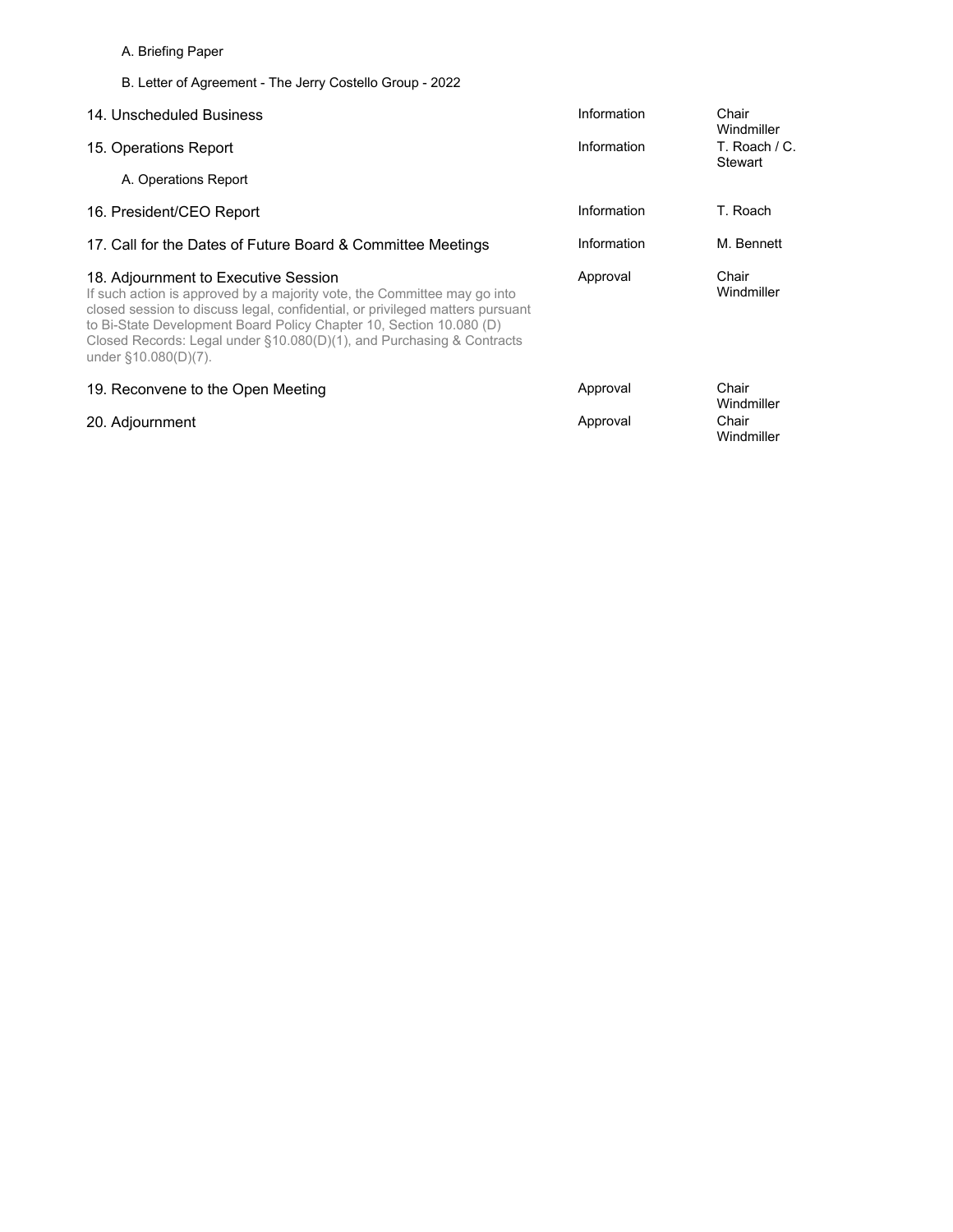A. Briefing Paper

B. Letter of Agreement - The Jerry Costello Group - 2022

| | | |
|---|---|---|
| 14. Unscheduled Business | Information | Chair Windmiller |
| 15. Operations Report | Information | T. Roach / C. Stewart |
| A. Operations Report | | |
| 16. President/CEO Report | Information | T. Roach |
| 17. Call for the Dates of Future Board & Committee Meetings | Information | M. Bennett |
| 18. Adjournment to Executive Session<br>If such action is approved by a majority vote, the Committee may go into closed session to discuss legal, confidential, or privileged matters pursuant to Bi-State Development Board Policy Chapter 10, Section 10.080 (D) Closed Records: Legal under §10.080(D)(1), and Purchasing & Contracts under §10.080(D)(7). | Approval | Chair Windmiller |
| 19. Reconvene to the Open Meeting | Approval | Chair Windmiller |
| 20. Adjournment | Approval | Chair Windmiller |